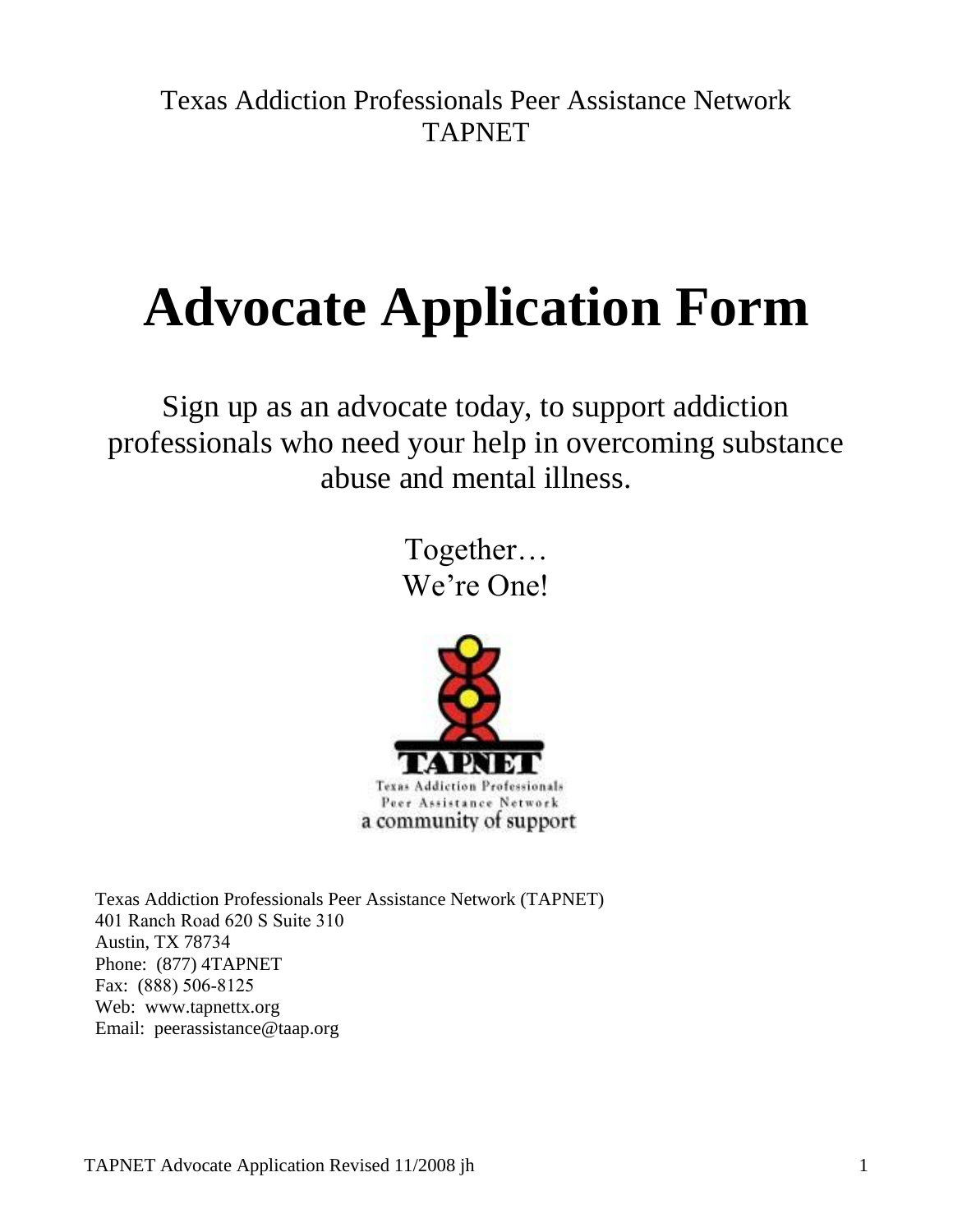Texas Addiction Professionals Peer Assistance Network
TAPNET

# Advocate Application Form

Sign up as an advocate today, to support addiction professionals who need your help in overcoming substance abuse and mental illness.

Together…
We're One!

TAPNET
Texas Addiction Professionals
Peer Assistance Network
a community of support

Texas Addiction Professionals Peer Assistance Network (TAPNET)
401 Ranch Road 620 S Suite 310
Austin, TX 78734
Phone: (877) 4TAPNET
Fax: (888) 506-8125
Web: www.tapnettx.org
Email: peerassistance@taap.org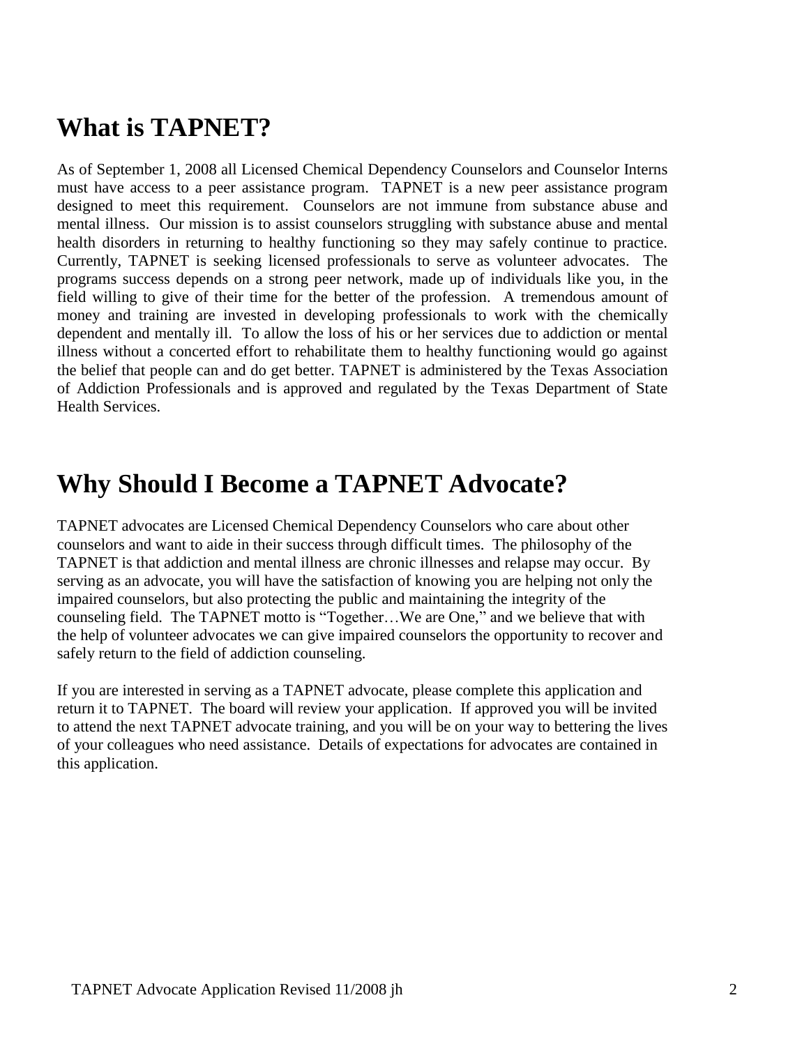# What is TAPNET?

As of September 1, 2008 all Licensed Chemical Dependency Counselors and Counselor Interns must have access to a peer assistance program. TAPNET is a new peer assistance program designed to meet this requirement. Counselors are not immune from substance abuse and mental illness. Our mission is to assist counselors struggling with substance abuse and mental health disorders in returning to healthy functioning so they may safely continue to practice. Currently, TAPNET is seeking licensed professionals to serve as volunteer advocates. The programs success depends on a strong peer network, made up of individuals like you, in the field willing to give of their time for the better of the profession. A tremendous amount of money and training are invested in developing professionals to work with the chemically dependent and mentally ill. To allow the loss of his or her services due to addiction or mental illness without a concerted effort to rehabilitate them to healthy functioning would go against the belief that people can and do get better. TAPNET is administered by the Texas Association of Addiction Professionals and is approved and regulated by the Texas Department of State Health Services.

# Why Should I Become a TAPNET Advocate?

TAPNET advocates are Licensed Chemical Dependency Counselors who care about other counselors and want to aide in their success through difficult times. The philosophy of the TAPNET is that addiction and mental illness are chronic illnesses and relapse may occur. By serving as an advocate, you will have the satisfaction of knowing you are helping not only the impaired counselors, but also protecting the public and maintaining the integrity of the counseling field. The TAPNET motto is "Together…We are One," and we believe that with the help of volunteer advocates we can give impaired counselors the opportunity to recover and safely return to the field of addiction counseling.

If you are interested in serving as a TAPNET advocate, please complete this application and return it to TAPNET. The board will review your application. If approved you will be invited to attend the next TAPNET advocate training, and you will be on your way to bettering the lives of your colleagues who need assistance. Details of expectations for advocates are contained in this application.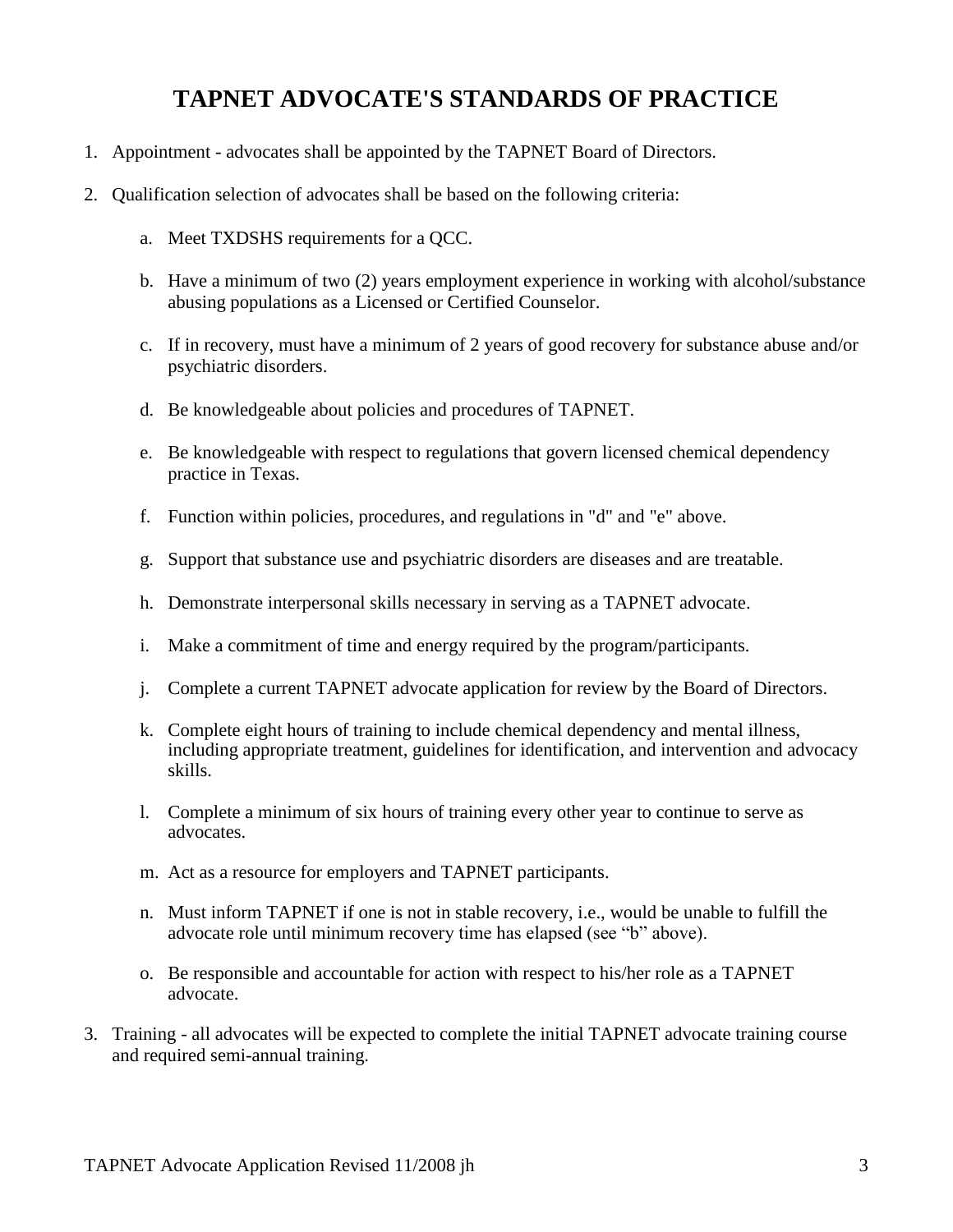# TAPNET ADVOCATE'S STANDARDS OF PRACTICE

1. Appointment - advocates shall be appointed by the TAPNET Board of Directors.

2. Qualification selection of advocates shall be based on the following criteria:

    a. Meet TXDSHS requirements for a QCC.

    b. Have a minimum of two (2) years employment experience in working with alcohol/substance abusing populations as a Licensed or Certified Counselor.

    c. If in recovery, must have a minimum of 2 years of good recovery for substance abuse and/or psychiatric disorders.

    d. Be knowledgeable about policies and procedures of TAPNET.

    e. Be knowledgeable with respect to regulations that govern licensed chemical dependency practice in Texas.

    f. Function within policies, procedures, and regulations in "d" and "e" above.

    g. Support that substance use and psychiatric disorders are diseases and are treatable.

    h. Demonstrate interpersonal skills necessary in serving as a TAPNET advocate.

    i. Make a commitment of time and energy required by the program/participants.

    j. Complete a current TAPNET advocate application for review by the Board of Directors.

    k. Complete eight hours of training to include chemical dependency and mental illness, including appropriate treatment, guidelines for identification, and intervention and advocacy skills.

    l. Complete a minimum of six hours of training every other year to continue to serve as advocates.

    m. Act as a resource for employers and TAPNET participants.

    n. Must inform TAPNET if one is not in stable recovery, i.e., would be unable to fulfill the advocate role until minimum recovery time has elapsed (see "b" above).

    o. Be responsible and accountable for action with respect to his/her role as a TAPNET advocate.

3. Training - all advocates will be expected to complete the initial TAPNET advocate training course and required semi-annual training.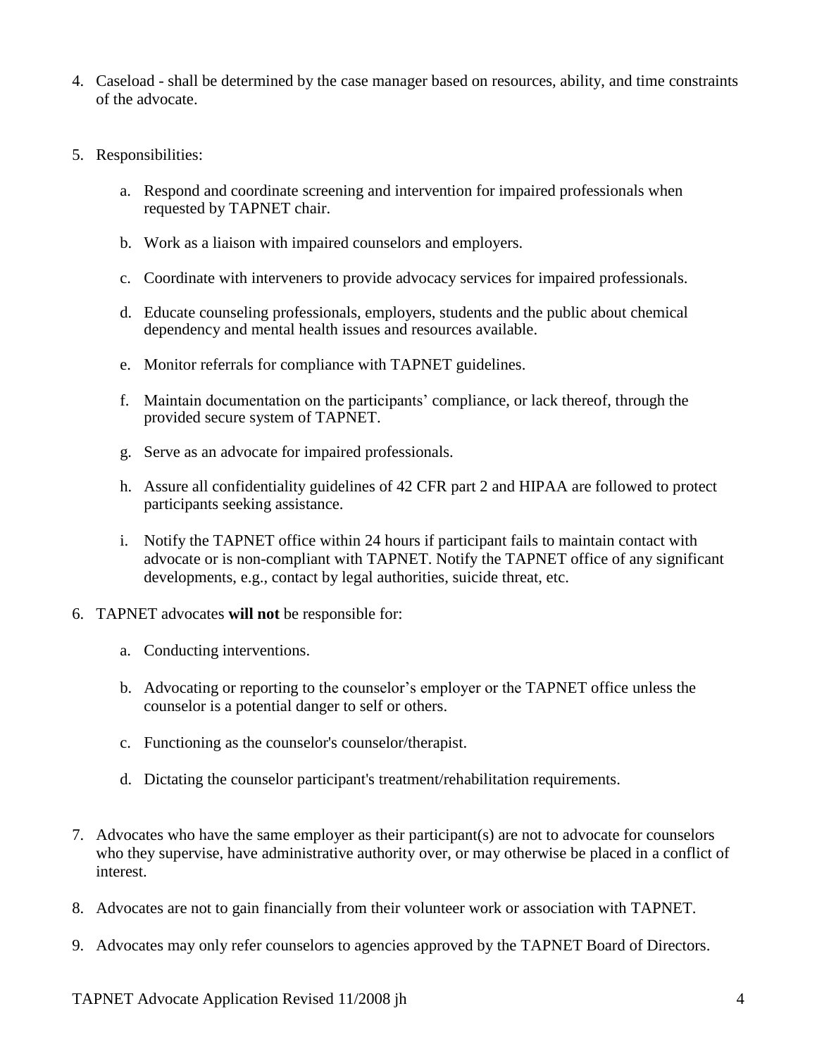4. Caseload - shall be determined by the case manager based on resources, ability, and time constraints of the advocate.

5. Responsibilities:

   a. Respond and coordinate screening and intervention for impaired professionals when requested by TAPNET chair.

   b. Work as a liaison with impaired counselors and employers.

   c. Coordinate with interveners to provide advocacy services for impaired professionals.

   d. Educate counseling professionals, employers, students and the public about chemical dependency and mental health issues and resources available.

   e. Monitor referrals for compliance with TAPNET guidelines.

   f. Maintain documentation on the participants' compliance, or lack thereof, through the provided secure system of TAPNET.

   g. Serve as an advocate for impaired professionals.

   h. Assure all confidentiality guidelines of 42 CFR part 2 and HIPAA are followed to protect participants seeking assistance.

   i. Notify the TAPNET office within 24 hours if participant fails to maintain contact with advocate or is non-compliant with TAPNET. Notify the TAPNET office of any significant developments, e.g., contact by legal authorities, suicide threat, etc.

6. TAPNET advocates **will not** be responsible for:

   a. Conducting interventions.

   b. Advocating or reporting to the counselor's employer or the TAPNET office unless the counselor is a potential danger to self or others.

   c. Functioning as the counselor's counselor/therapist.

   d. Dictating the counselor participant's treatment/rehabilitation requirements.

7. Advocates who have the same employer as their participant(s) are not to advocate for counselors who they supervise, have administrative authority over, or may otherwise be placed in a conflict of interest.

8. Advocates are not to gain financially from their volunteer work or association with TAPNET.

9. Advocates may only refer counselors to agencies approved by the TAPNET Board of Directors.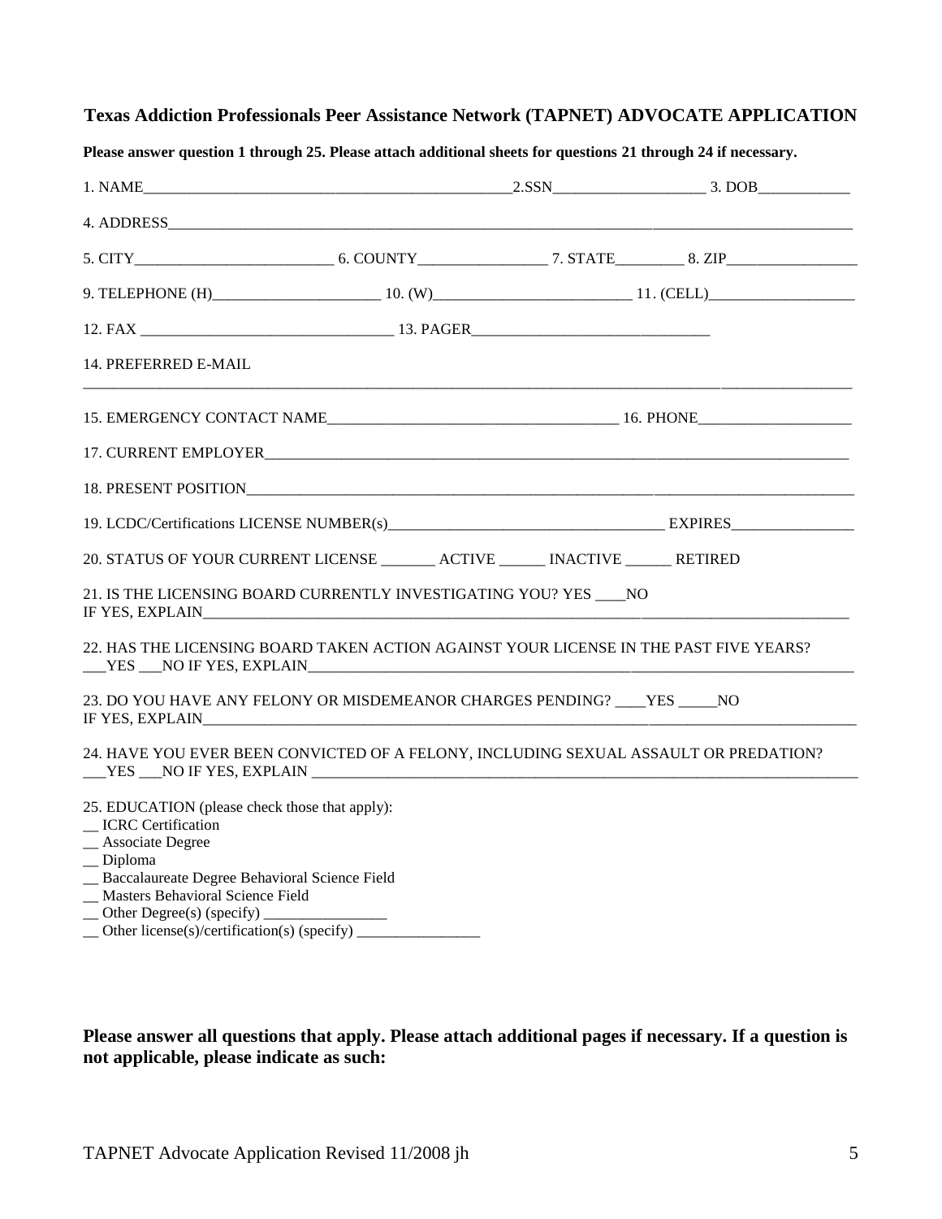**Texas Addiction Professionals Peer Assistance Network (TAPNET) ADVOCATE APPLICATION**

**Please answer question 1 through 25. Please attach additional sheets for questions 21 through 24 if necessary.**

1. NAME_______________________________________________2.SSN___________________ 3. DOB____________

4. ADDRESS_______________________________________________________________________________________

5. CITY__________________________ 6. COUNTY_________________ 7. STATE_________ 8. ZIP_________________

9. TELEPHONE (H)______________________ 10. (W)__________________________ 11. (CELL)___________________

12. FAX _________________________________ 13. PAGER_______________________________

14. PREFERRED E-MAIL

_______________________________________________________________________________________________

15. EMERGENCY CONTACT NAME______________________________________ 16. PHONE____________________

17. CURRENT EMPLOYER__________________________________________________________________________

18. PRESENT POSITION___________________________________________________________________________

19. LCDC/Certifications LICENSE NUMBER(s)____________________________________ EXPIRES________________

20. STATUS OF YOUR CURRENT LICENSE _______ ACTIVE ______ INACTIVE ______ RETIRED

21. IS THE LICENSING BOARD CURRENTLY INVESTIGATING YOU? YES ____NO
IF YES, EXPLAIN____________________________________________________________________________________

22. HAS THE LICENSING BOARD TAKEN ACTION AGAINST YOUR LICENSE IN THE PAST FIVE YEARS?
___YES ___NO IF YES, EXPLAIN____________________________________________________________________________

23. DO YOU HAVE ANY FELONY OR MISDEMEANOR CHARGES PENDING? ____YES _____NO
IF YES, EXPLAIN____________________________________________________________________________________

24. HAVE YOU EVER BEEN CONVICTED OF A FELONY, INCLUDING SEXUAL ASSAULT OR PREDATION?
___YES ___NO IF YES, EXPLAIN ____________________________________________________________________________

25. EDUCATION (please check those that apply):
__ ICRC Certification
__ Associate Degree
__ Diploma
__ Baccalaureate Degree Behavioral Science Field
__ Masters Behavioral Science Field
__ Other Degree(s) (specify) ________________
__ Other license(s)/certification(s) (specify) ________________

**Please answer all questions that apply. Please attach additional pages if necessary. If a question is not applicable, please indicate as such:**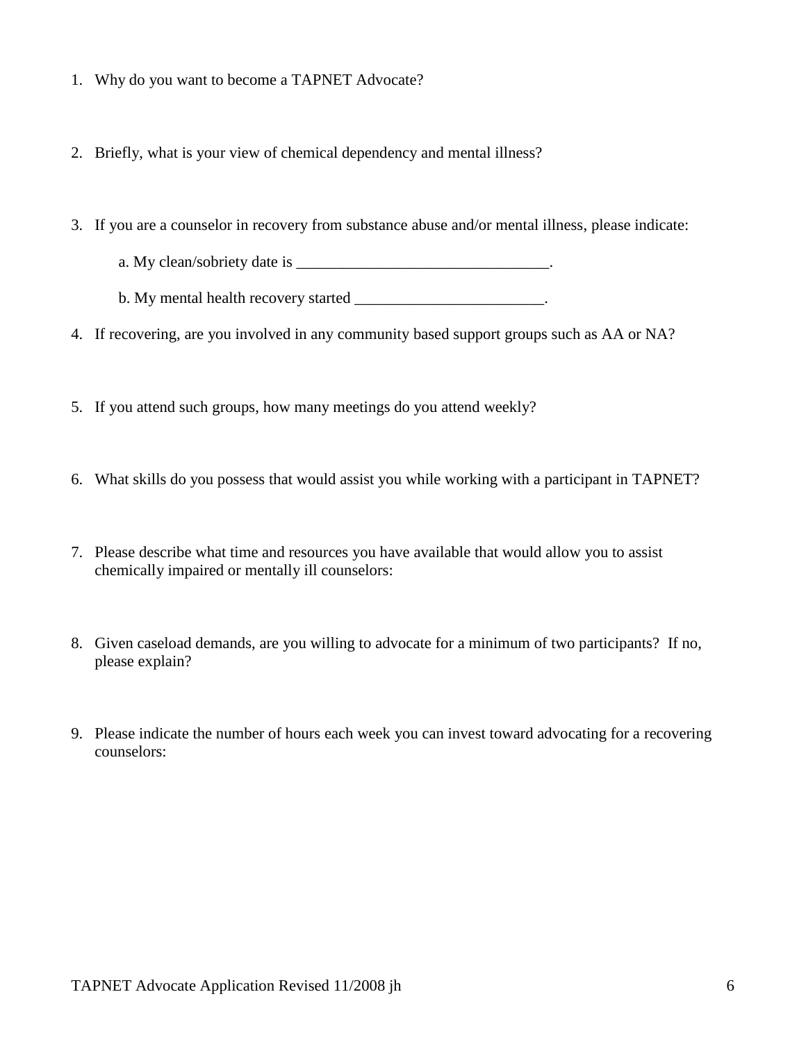1. Why do you want to become a TAPNET Advocate?

2. Briefly, what is your view of chemical dependency and mental illness?

3. If you are a counselor in recovery from substance abuse and/or mental illness, please indicate:

   a. My clean/sobriety date is ________________________________.

   b. My mental health recovery started ________________________.

4. If recovering, are you involved in any community based support groups such as AA or NA?

5. If you attend such groups, how many meetings do you attend weekly?

6. What skills do you possess that would assist you while working with a participant in TAPNET?

7. Please describe what time and resources you have available that would allow you to assist chemically impaired or mentally ill counselors:

8. Given caseload demands, are you willing to advocate for a minimum of two participants? If no, please explain?

9. Please indicate the number of hours each week you can invest toward advocating for a recovering counselors: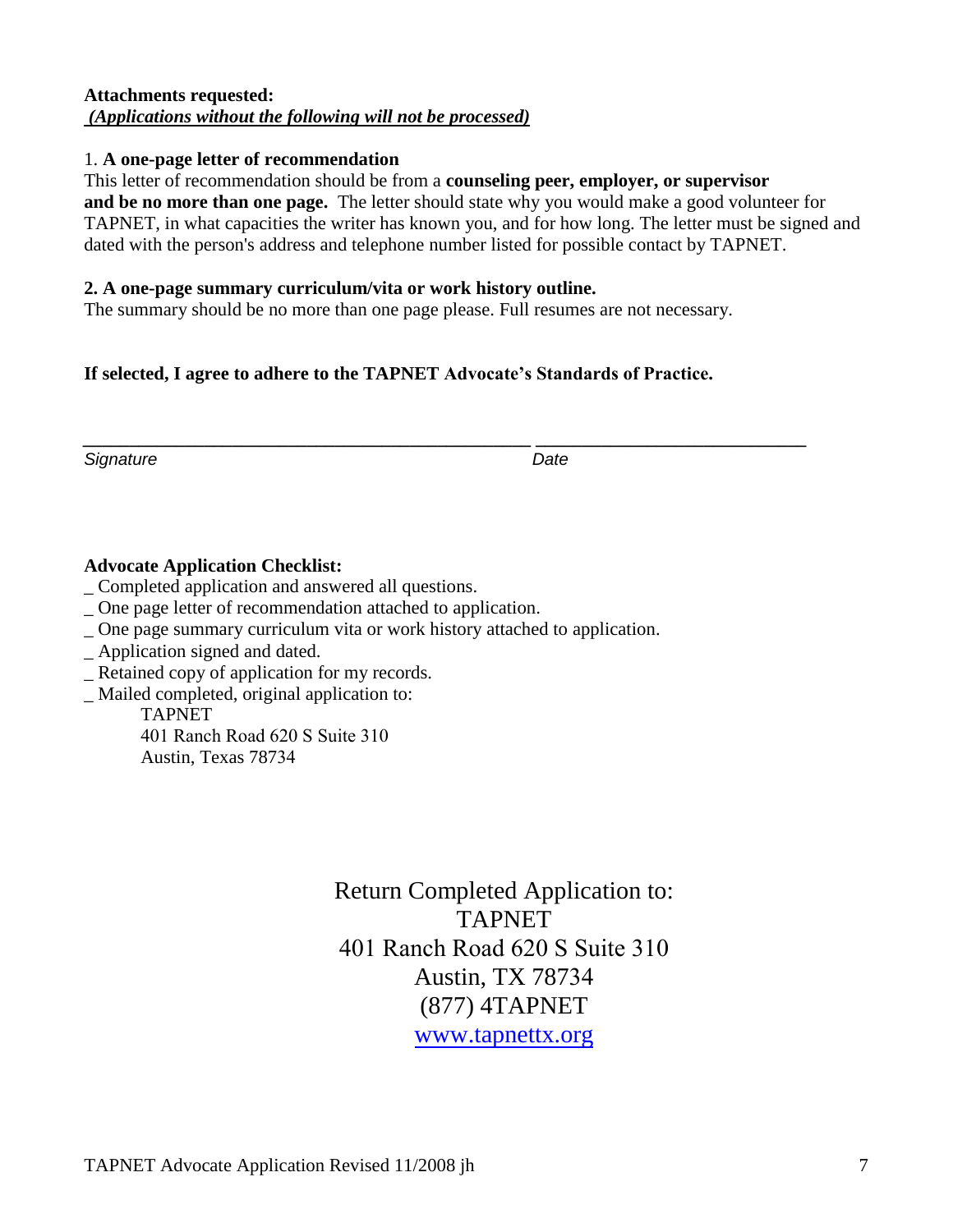**Attachments requested:**
***(Applications without the following will not be processed)***

1. **A one-page letter of recommendation**
This letter of recommendation should be from a **counseling peer, employer, or supervisor and be no more than one page.** The letter should state why you would make a good volunteer for TAPNET, in what capacities the writer has known you, and for how long. The letter must be signed and dated with the person's address and telephone number listed for possible contact by TAPNET.

**2. A one-page summary curriculum/vita or work history outline.**
The summary should be no more than one page please. Full resumes are not necessary.

**If selected, I agree to adhere to the TAPNET Advocate's Standards of Practice.**

_______________________________________________ ____________________________

*Signature* *Date*

**Advocate Application Checklist:**

_ Completed application and answered all questions.
_ One page letter of recommendation attached to application.
_ One page summary curriculum vita or work history attached to application.
_ Application signed and dated.
_ Retained copy of application for my records.
_ Mailed completed, original application to:
TAPNET
401 Ranch Road 620 S Suite 310
Austin, Texas 78734

Return Completed Application to:
TAPNET
401 Ranch Road 620 S Suite 310
Austin, TX 78734
(877) 4TAPNET
www.tapnettx.org

TAPNET Advocate Application Revised 11/2008 jh